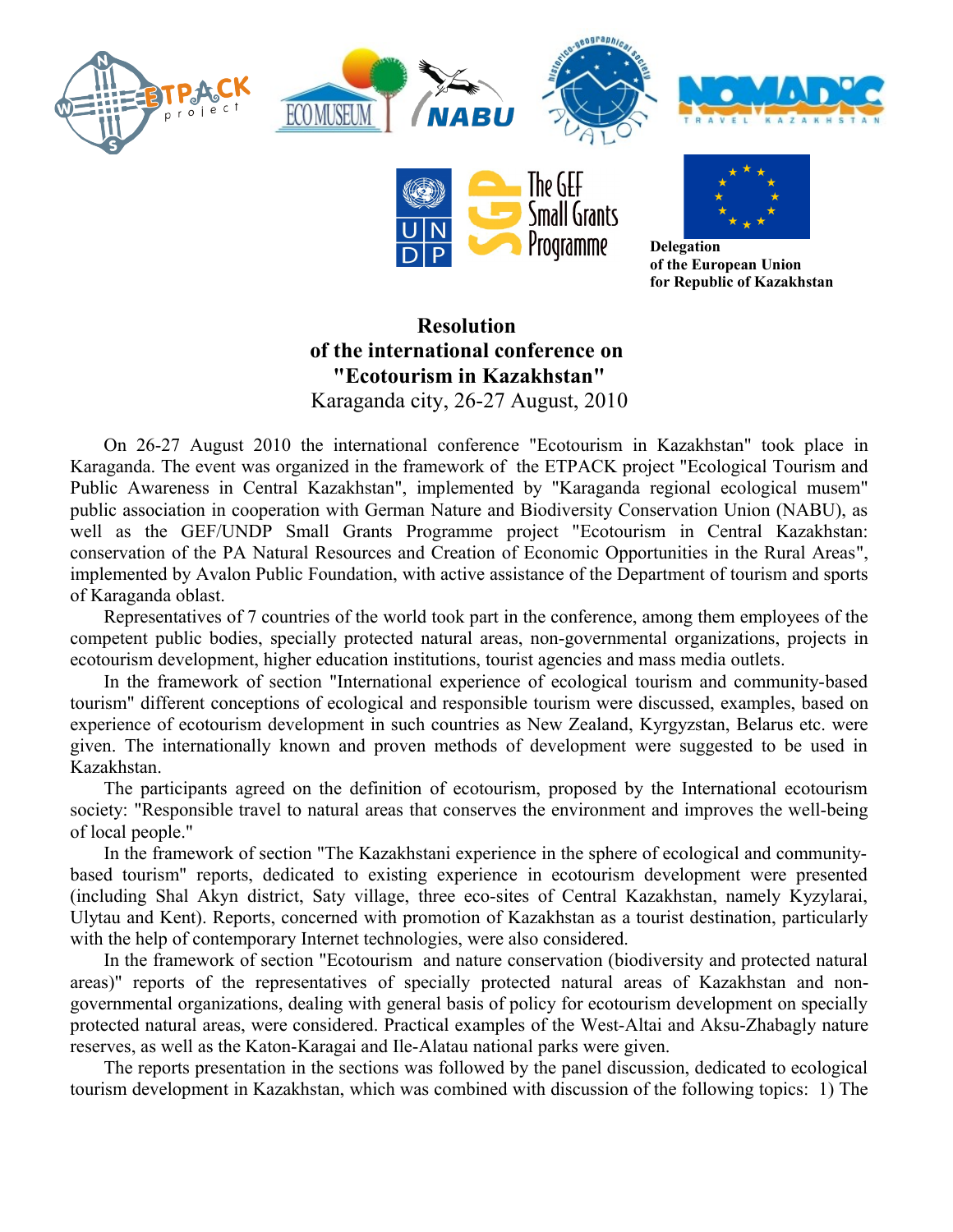Delegation
of the European Union
for Republic of Kazakhstan

# Resolution
# of the international conference on "Ecotourism in Kazakhstan"

Karaganda city, 26-27 August, 2010

On 26-27 August 2010 the international conference "Ecotourism in Kazakhstan" took place in Karaganda. The event was organized in the framework of the ETPACK project "Ecological Tourism and Public Awareness in Central Kazakhstan", implemented by "Karaganda regional ecological musem" public association in cooperation with German Nature and Biodiversity Conservation Union (NABU), as well as the GEF/UNDP Small Grants Programme project "Ecotourism in Central Kazakhstan: conservation of the PA Natural Resources and Creation of Economic Opportunities in the Rural Areas", implemented by Avalon Public Foundation, with active assistance of the Department of tourism and sports of Karaganda oblast.

Representatives of 7 countries of the world took part in the conference, among them employees of the competent public bodies, specially protected natural areas, non-governmental organizations, projects in ecotourism development, higher education institutions, tourist agencies and mass media outlets.

In the framework of section "International experience of ecological tourism and community-based tourism" different conceptions of ecological and responsible tourism were discussed, examples, based on experience of ecotourism development in such countries as New Zealand, Kyrgyzstan, Belarus etc. were given. The internationally known and proven methods of development were suggested to be used in Kazakhstan.

The participants agreed on the definition of ecotourism, proposed by the International ecotourism society: "Responsible travel to natural areas that conserves the environment and improves the well-being of local people."

In the framework of section "The Kazakhstani experience in the sphere of ecological and community-based tourism" reports, dedicated to existing experience in ecotourism development were presented (including Shal Akyn district, Saty village, three eco-sites of Central Kazakhstan, namely Kyzylarai, Ulytau and Kent). Reports, concerned with promotion of Kazakhstan as a tourist destination, particularly with the help of contemporary Internet technologies, were also considered.

In the framework of section "Ecotourism and nature conservation (biodiversity and protected natural areas)" reports of the representatives of specially protected natural areas of Kazakhstan and non-governmental organizations, dealing with general basis of policy for ecotourism development on specially protected natural areas, were considered. Practical examples of the West-Altai and Aksu-Zhabagly nature reserves, as well as the Katon-Karagai and Ile-Alatau national parks were given.

The reports presentation in the sections was followed by the panel discussion, dedicated to ecological tourism development in Kazakhstan, which was combined with discussion of the following topics: 1) The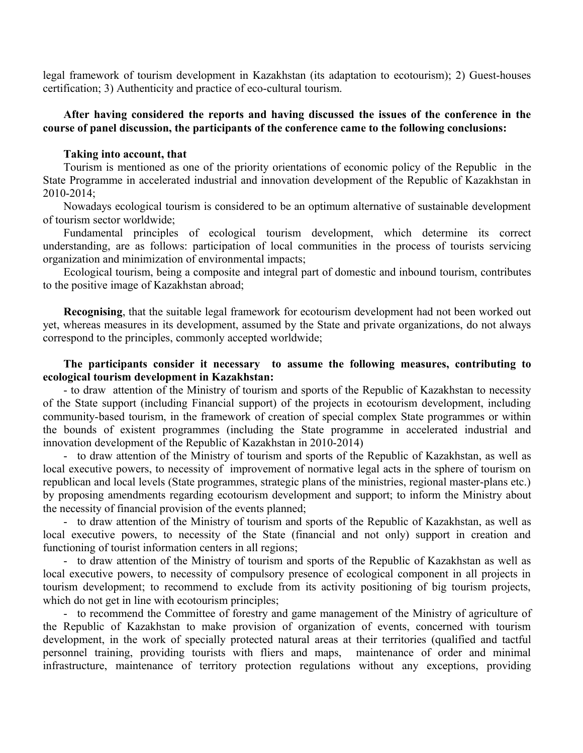legal framework of tourism development in Kazakhstan (its adaptation to ecotourism); 2) Guest-houses certification; 3) Authenticity and practice of eco-cultural tourism.

**After having considered the reports and having discussed the issues of the conference in the course of panel discussion, the participants of the conference came to the following conclusions:**

**Taking into account, that**

Tourism is mentioned as one of the priority orientations of economic policy of the Republic in the State Programme in accelerated industrial and innovation development of the Republic of Kazakhstan in 2010-2014;

Nowadays ecological tourism is considered to be an optimum alternative of sustainable development of tourism sector worldwide;

Fundamental principles of ecological tourism development, which determine its correct understanding, are as follows: participation of local communities in the process of tourists servicing organization and minimization of environmental impacts;

Ecological tourism, being a composite and integral part of domestic and inbound tourism, contributes to the positive image of Kazakhstan abroad;

**Recognising**, that the suitable legal framework for ecotourism development had not been worked out yet, whereas measures in its development, assumed by the State and private organizations, do not always correspond to the principles, commonly accepted worldwide;

**The participants consider it necessary to assume the following measures, contributing to ecological tourism development in Kazakhstan:**

- to draw attention of the Ministry of tourism and sports of the Republic of Kazakhstan to necessity of the State support (including Financial support) of the projects in ecotourism development, including community-based tourism, in the framework of creation of special complex State programmes or within the bounds of existent programmes (including the State programme in accelerated industrial and innovation development of the Republic of Kazakhstan in 2010-2014)
- to draw attention of the Ministry of tourism and sports of the Republic of Kazakhstan, as well as local executive powers, to necessity of improvement of normative legal acts in the sphere of tourism on republican and local levels (State programmes, strategic plans of the ministries, regional master-plans etc.) by proposing amendments regarding ecotourism development and support; to inform the Ministry about the necessity of financial provision of the events planned;
- to draw attention of the Ministry of tourism and sports of the Republic of Kazakhstan, as well as local executive powers, to necessity of the State (financial and not only) support in creation and functioning of tourist information centers in all regions;
- to draw attention of the Ministry of tourism and sports of the Republic of Kazakhstan as well as local executive powers, to necessity of compulsory presence of ecological component in all projects in tourism development; to recommend to exclude from its activity positioning of big tourism projects, which do not get in line with ecotourism principles;
- to recommend the Committee of forestry and game management of the Ministry of agriculture of the Republic of Kazakhstan to make provision of organization of events, concerned with tourism development, in the work of specially protected natural areas at their territories (qualified and tactful personnel training, providing tourists with fliers and maps, maintenance of order and minimal infrastructure, maintenance of territory protection regulations without any exceptions, providing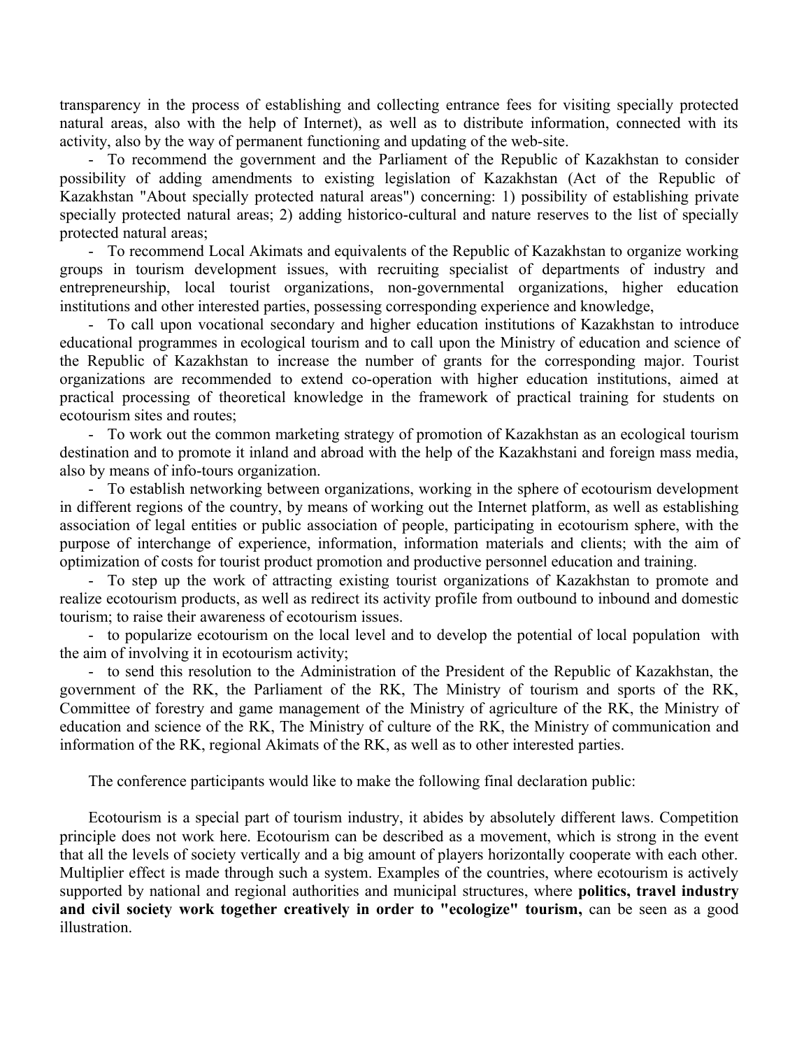transparency in the process of establishing and collecting entrance fees for visiting specially protected natural areas, also with the help of Internet), as well as to distribute information, connected with its activity, also by the way of permanent functioning and updating of the web-site.

- To recommend the government and the Parliament of the Republic of Kazakhstan to consider possibility of adding amendments to existing legislation of Kazakhstan (Act of the Republic of Kazakhstan "About specially protected natural areas") concerning: 1) possibility of establishing private specially protected natural areas; 2) adding historico-cultural and nature reserves to the list of specially protected natural areas;
- To recommend Local Akimats and equivalents of the Republic of Kazakhstan to organize working groups in tourism development issues, with recruiting specialist of departments of industry and entrepreneurship, local tourist organizations, non-governmental organizations, higher education institutions and other interested parties, possessing corresponding experience and knowledge,
- To call upon vocational secondary and higher education institutions of Kazakhstan to introduce educational programmes in ecological tourism and to call upon the Ministry of education and science of the Republic of Kazakhstan to increase the number of grants for the corresponding major. Tourist organizations are recommended to extend co-operation with higher education institutions, aimed at practical processing of theoretical knowledge in the framework of practical training for students on ecotourism sites and routes;
- To work out the common marketing strategy of promotion of Kazakhstan as an ecological tourism destination and to promote it inland and abroad with the help of the Kazakhstani and foreign mass media, also by means of info-tours organization.
- To establish networking between organizations, working in the sphere of ecotourism development in different regions of the country, by means of working out the Internet platform, as well as establishing association of legal entities or public association of people, participating in ecotourism sphere, with the purpose of interchange of experience, information, information materials and clients; with the aim of optimization of costs for tourist product promotion and productive personnel education and training.
- To step up the work of attracting existing tourist organizations of Kazakhstan to promote and realize ecotourism products, as well as redirect its activity profile from outbound to inbound and domestic tourism; to raise their awareness of ecotourism issues.
- to popularize ecotourism on the local level and to develop the potential of local population with the aim of involving it in ecotourism activity;
- to send this resolution to the Administration of the President of the Republic of Kazakhstan, the government of the RK, the Parliament of the RK, The Ministry of tourism and sports of the RK, Committee of forestry and game management of the Ministry of agriculture of the RK, the Ministry of education and science of the RK, The Ministry of culture of the RK, the Ministry of communication and information of the RK, regional Akimats of the RK, as well as to other interested parties.

The conference participants would like to make the following final declaration public:

Ecotourism is a special part of tourism industry, it abides by absolutely different laws. Competition principle does not work here. Ecotourism can be described as a movement, which is strong in the event that all the levels of society vertically and a big amount of players horizontally cooperate with each other. Multiplier effect is made through such a system. Examples of the countries, where ecotourism is actively supported by national and regional authorities and municipal structures, where **politics, travel industry and civil society work together creatively in order to "ecologize" tourism,** can be seen as a good illustration.